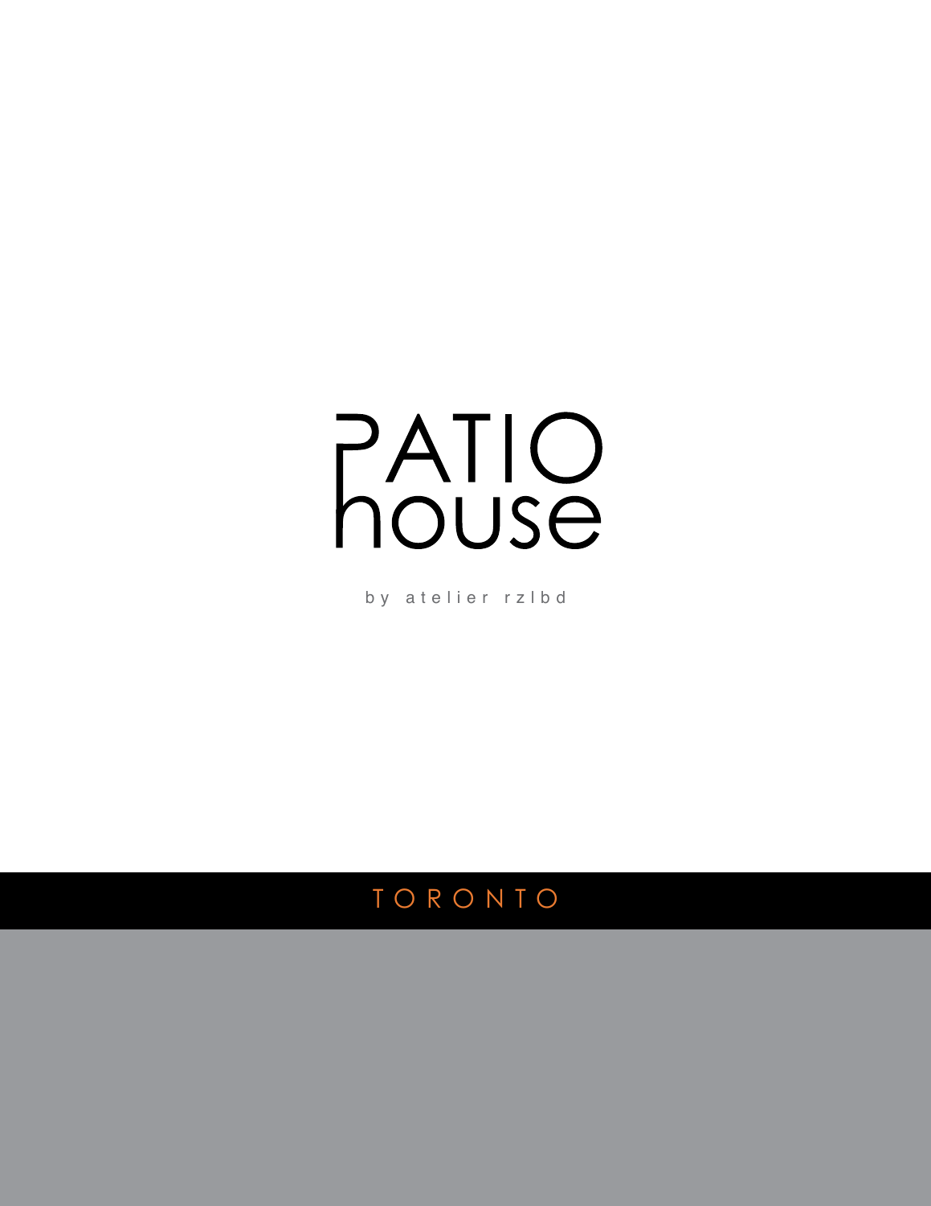# PATIO house

by atelier rzlbd

TORONTO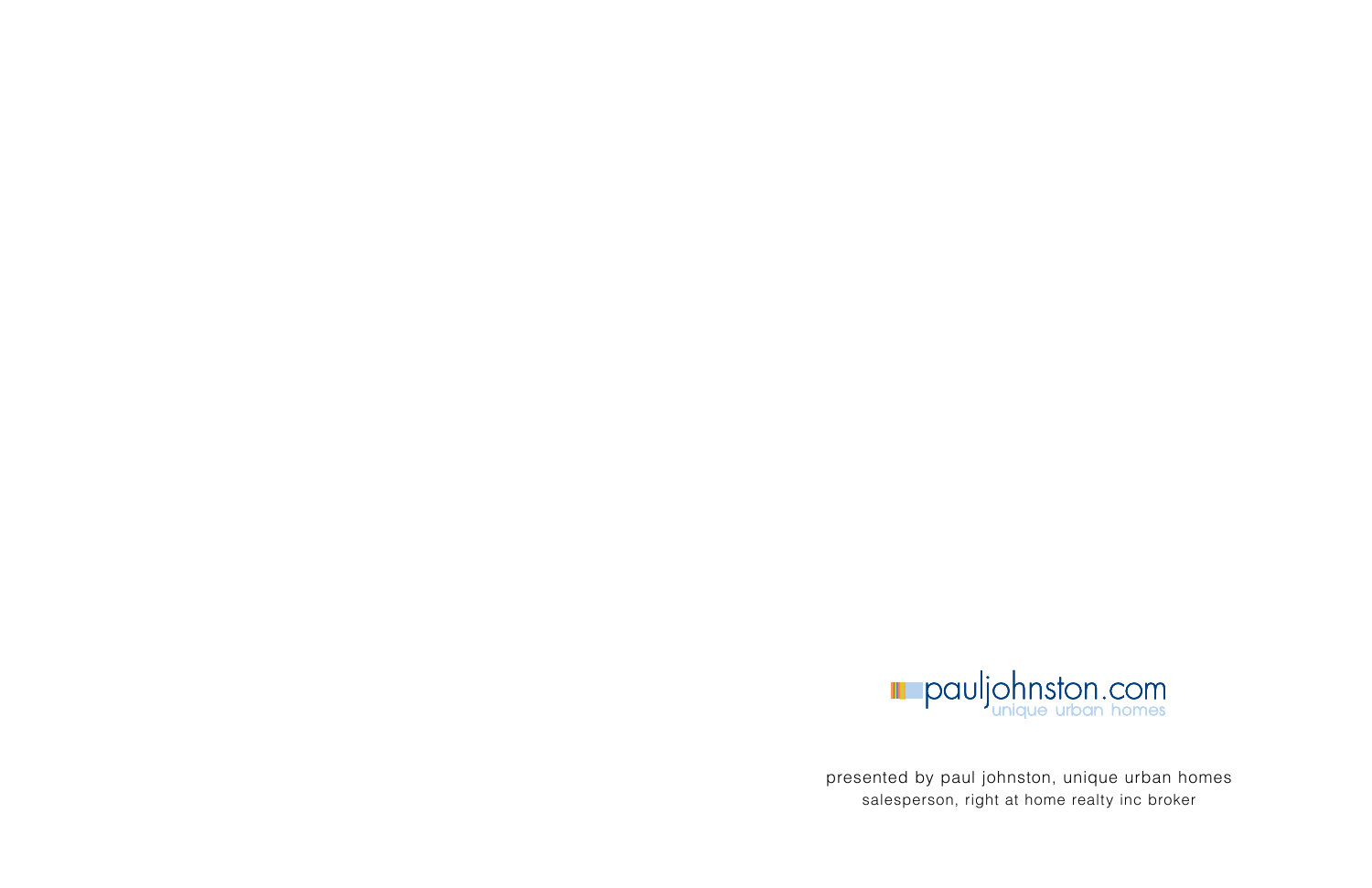pauljohnston.com
unique urban homes

presented by paul johnston, unique urban homes
salesperson, right at home realty inc broker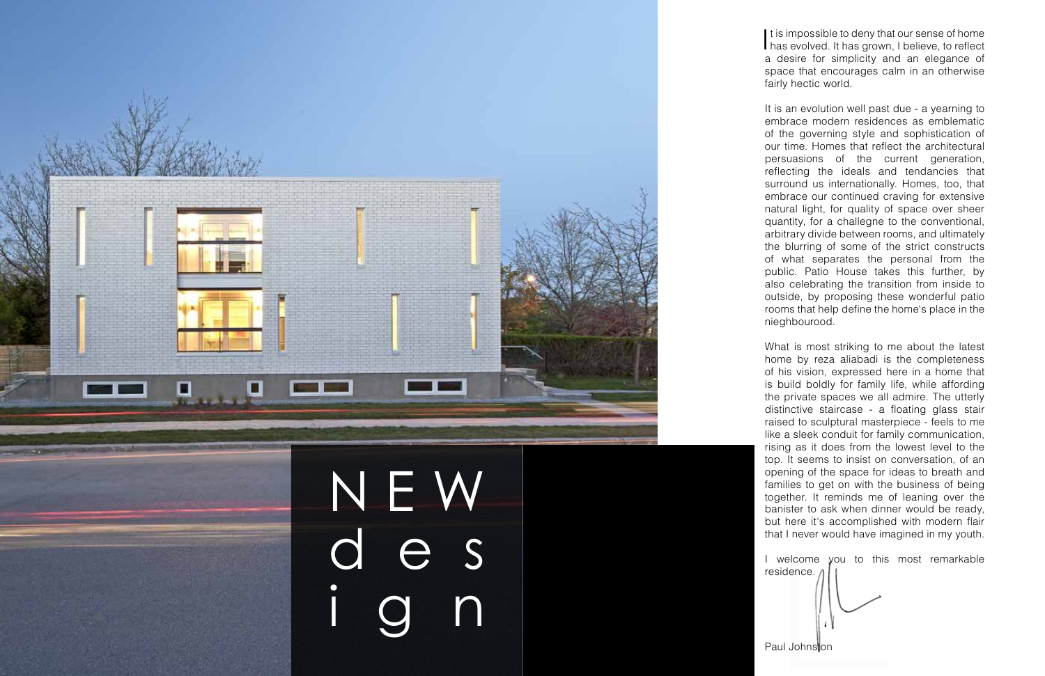# NEW design

It is impossible to deny that our sense of home has evolved. It has grown, I believe, to reflect a desire for simplicity and an elegance of space that encourages calm in an otherwise fairly hectic world.

It is an evolution well past due - a yearning to embrace modern residences as emblematic of the governing style and sophistication of our time. Homes that reflect the architectural persuasions of the current generation, reflecting the ideals and tendancies that surround us internationally. Homes, too, that embrace our continued craving for extensive natural light, for quality of space over sheer quantity, for a challegne to the conventional, arbitrary divide between rooms, and ultimately the blurring of some of the strict constructs of what separates the personal from the public. Patio House takes this further, by also celebrating the transition from inside to outside, by proposing these wonderful patio rooms that help define the home's place in the nieghbourood.

What is most striking to me about the latest home by reza aliabadi is the completeness of his vision, expressed here in a home that is build boldly for family life, while affording the private spaces we all admire. The utterly distinctive staircase - a floating glass stair raised to sculptural masterpiece - feels to me like a sleek conduit for family communication, rising as it does from the lowest level to the top. It seems to insist on conversation, of an opening of the space for ideas to breath and families to get on with the business of being together. It reminds me of leaning over the banister to ask when dinner would be ready, but here it's accomplished with modern flair that I never would have imagined in my youth.

I welcome you to this most remarkable residence.

Paul Johnston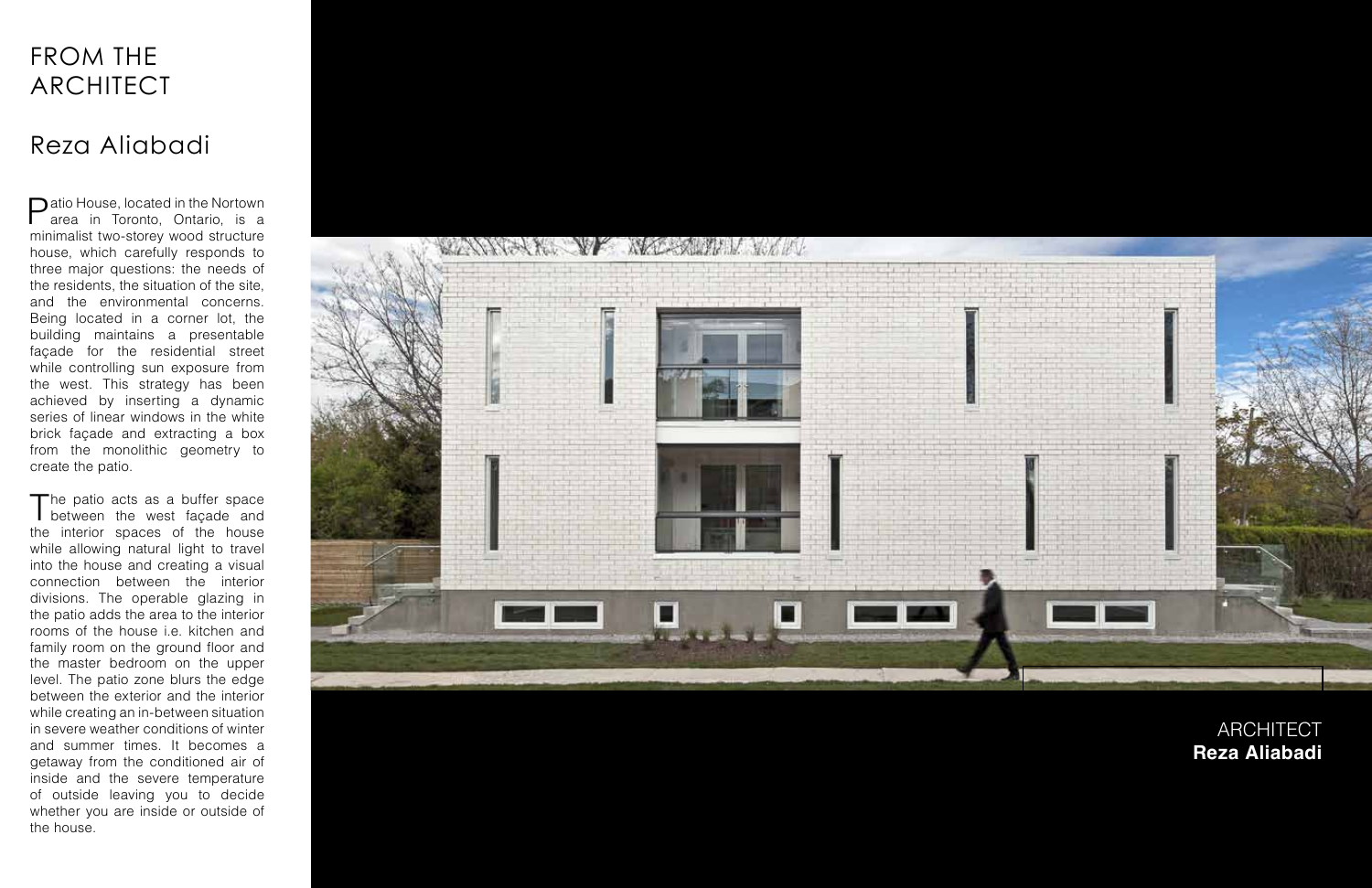# FROM THE ARCHITECT

## Reza Aliabadi

Patio House, located in the Nortown area in Toronto, Ontario, is a minimalist two-storey wood structure house, which carefully responds to three major questions: the needs of the residents, the situation of the site, and the environmental concerns. Being located in a corner lot, the building maintains a presentable façade for the residential street while controlling sun exposure from the west. This strategy has been achieved by inserting a dynamic series of linear windows in the white brick façade and extracting a box from the monolithic geometry to create the patio.

The patio acts as a buffer space between the west façade and the interior spaces of the house while allowing natural light to travel into the house and creating a visual connection between the interior divisions. The operable glazing in the patio adds the area to the interior rooms of the house i.e. kitchen and family room on the ground floor and the master bedroom on the upper level. The patio zone blurs the edge between the exterior and the interior while creating an in-between situation in severe weather conditions of winter and summer times. It becomes a getaway from the conditioned air of inside and the severe temperature of outside leaving you to decide whether you are inside or outside of the house.

ARCHITECT
**Reza Aliabadi**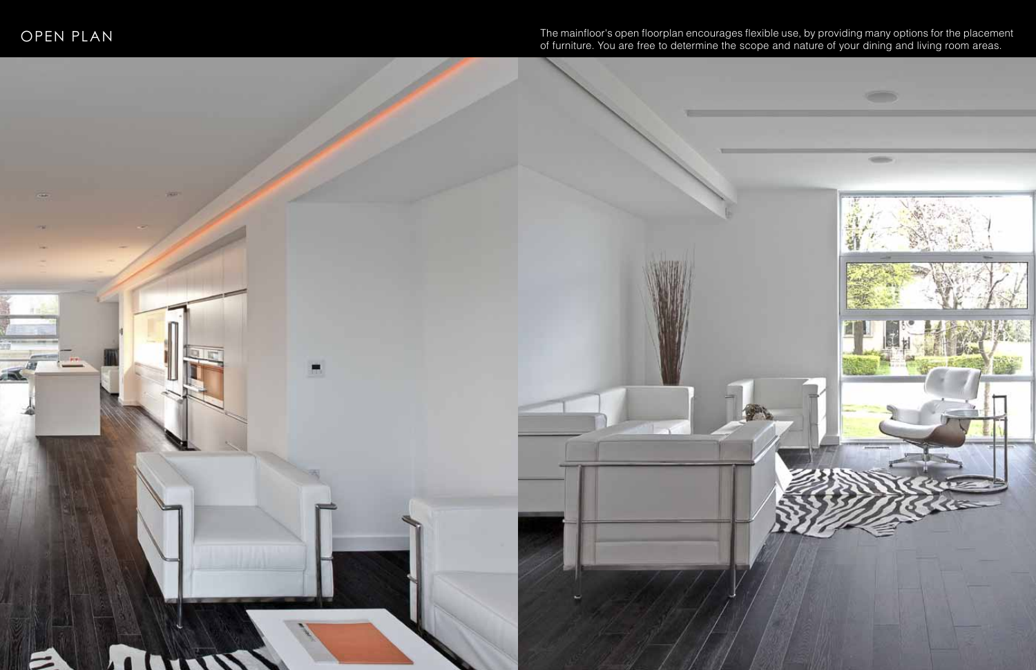# OPEN PLAN

The mainfloor's open floorplan encourages flexible use, by providing many options for the placement of furniture. You are free to determine the scope and nature of your dining and living room areas.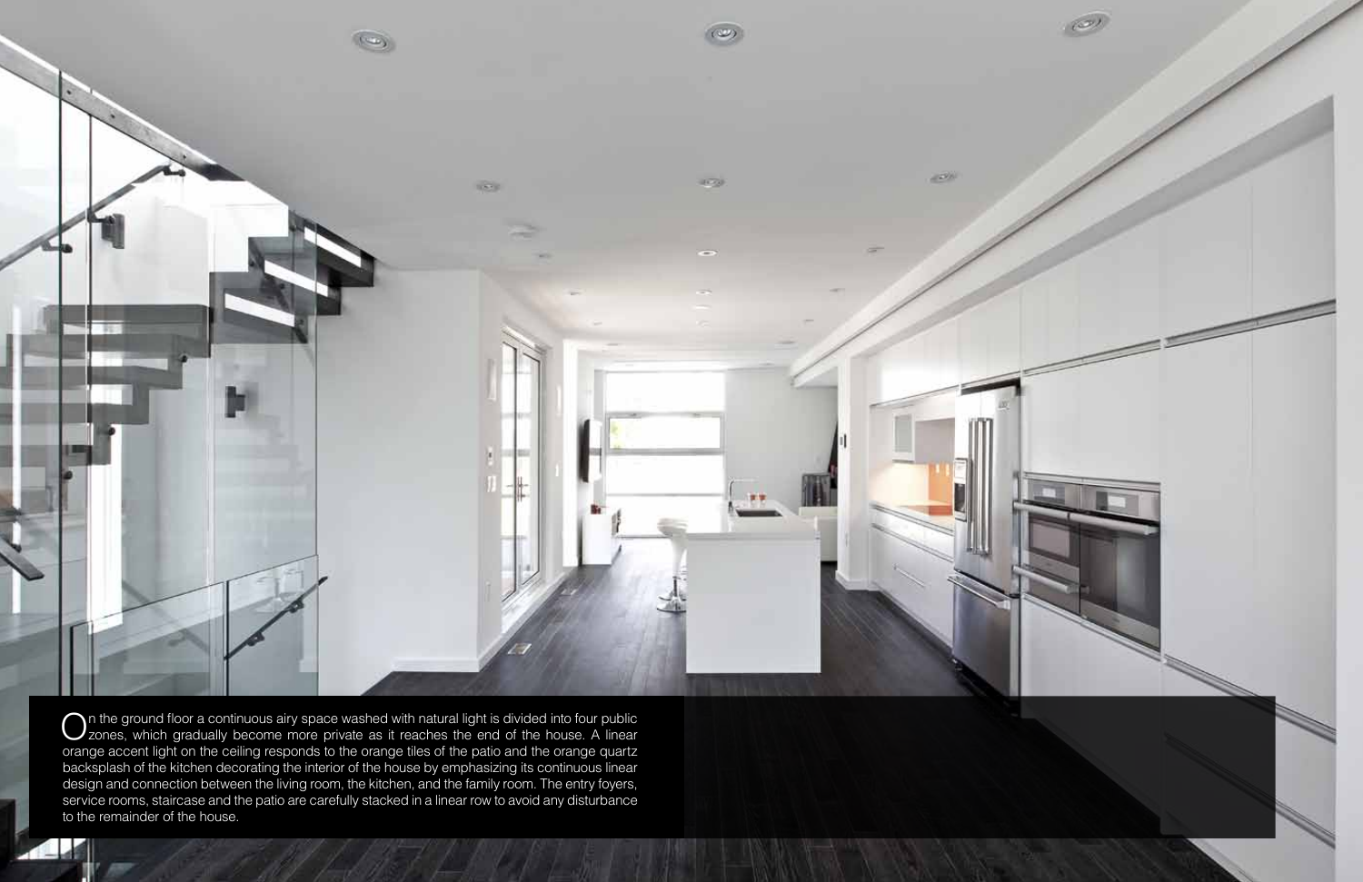On the ground floor a continuous airy space washed with natural light is divided into four public zones, which gradually become more private as it reaches the end of the house. A linear orange accent light on the ceiling responds to the orange tiles of the patio and the orange quartz backsplash of the kitchen decorating the interior of the house by emphasizing its continuous linear design and connection between the living room, the kitchen, and the family room. The entry foyers, service rooms, staircase and the patio are carefully stacked in a linear row to avoid any disturbance to the remainder of the house.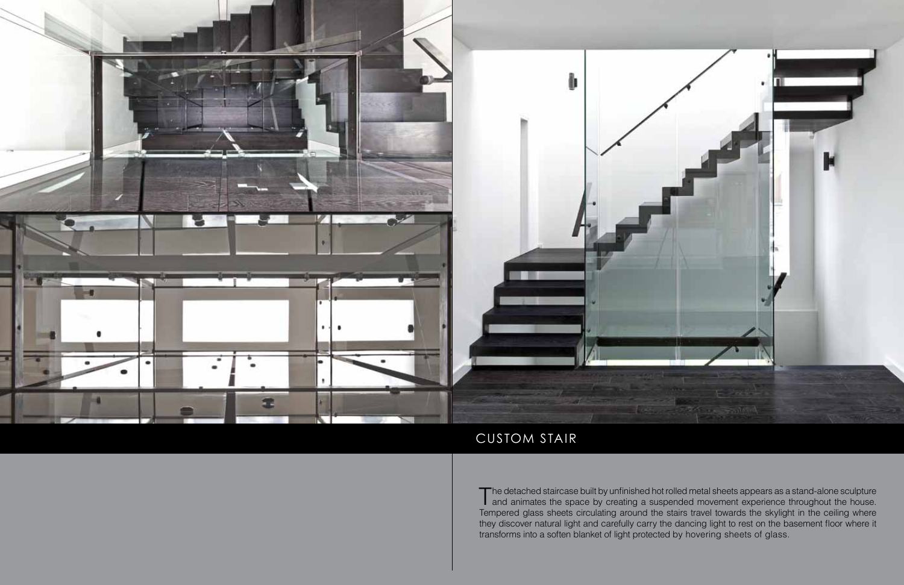## CUSTOM STAIR

The detached staircase built by unfinished hot rolled metal sheets appears as a stand-alone sculpture and animates the space by creating a suspended movement experience throughout the house. Tempered glass sheets circulating around the stairs travel towards the skylight in the ceiling where they discover natural light and carefully carry the dancing light to rest on the basement floor where it transforms into a soften blanket of light protected by hovering sheets of glass.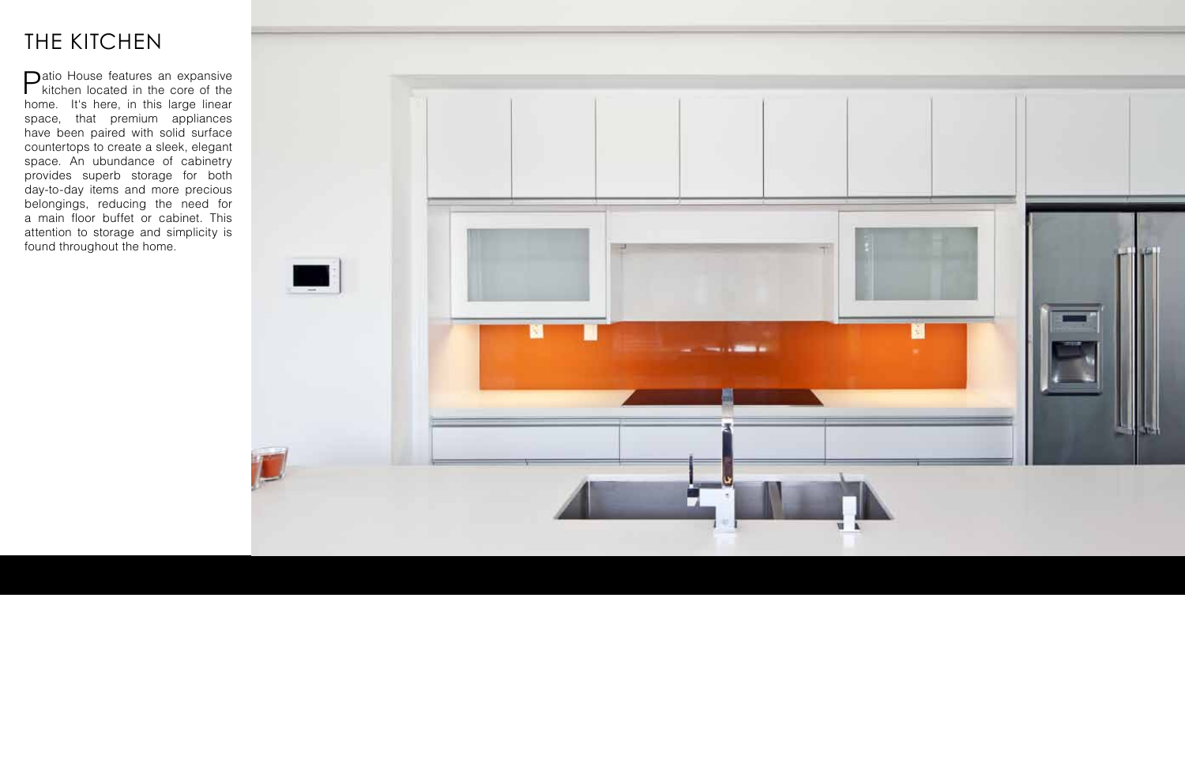# THE KITCHEN

Patio House features an expansive kitchen located in the core of the home. It's here, in this large linear space, that premium appliances have been paired with solid surface countertops to create a sleek, elegant space. An ubundance of cabinetry provides superb storage for both day-to-day items and more precious belongings, reducing the need for a main floor buffet or cabinet. This attention to storage and simplicity is found throughout the home.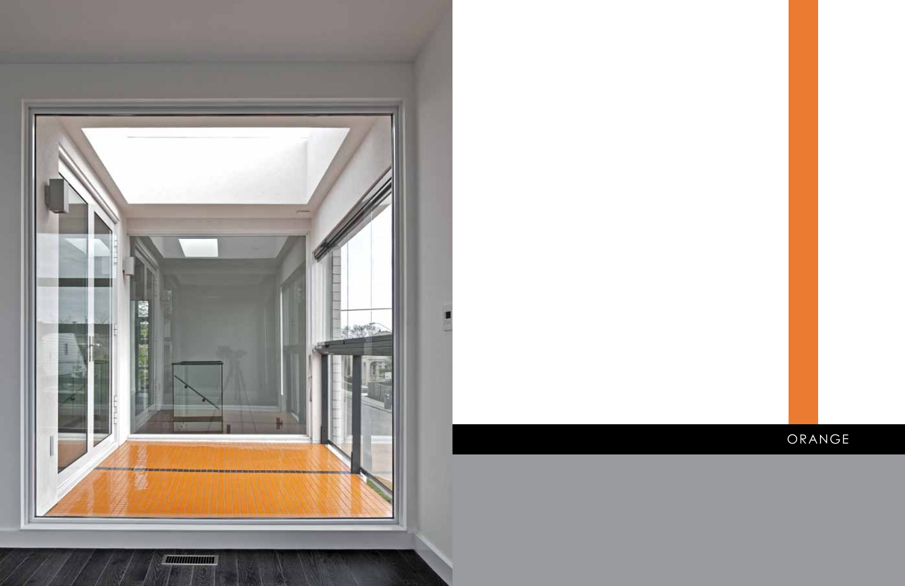ORANGE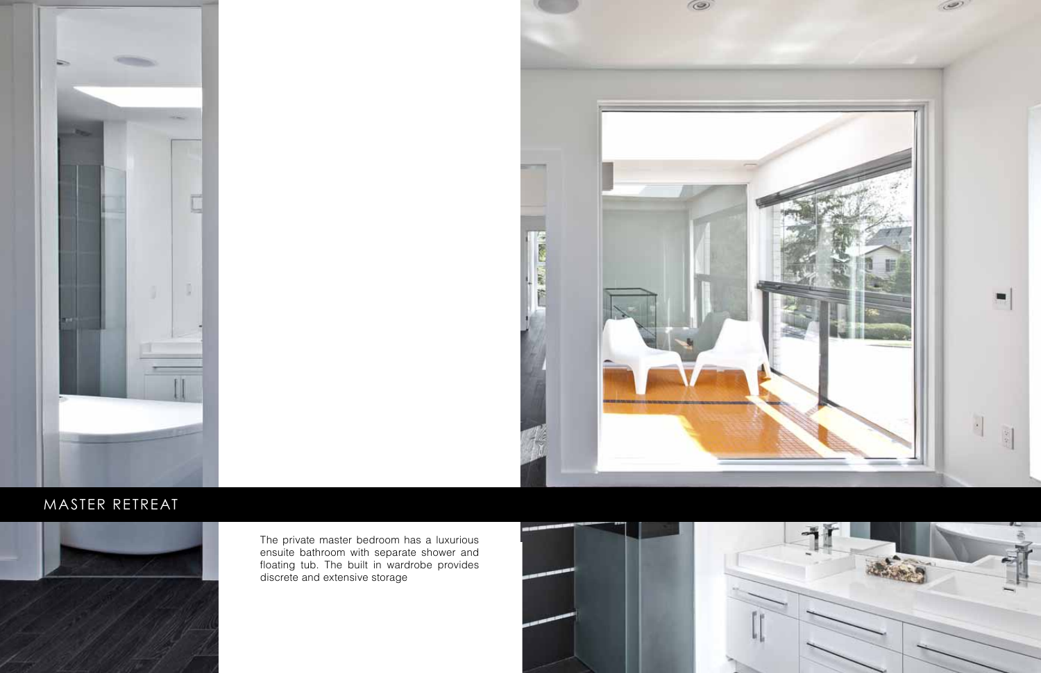## MASTER RETREAT

The private master bedroom has a luxurious ensuite bathroom with separate shower and floating tub. The built in wardrobe provides discrete and extensive storage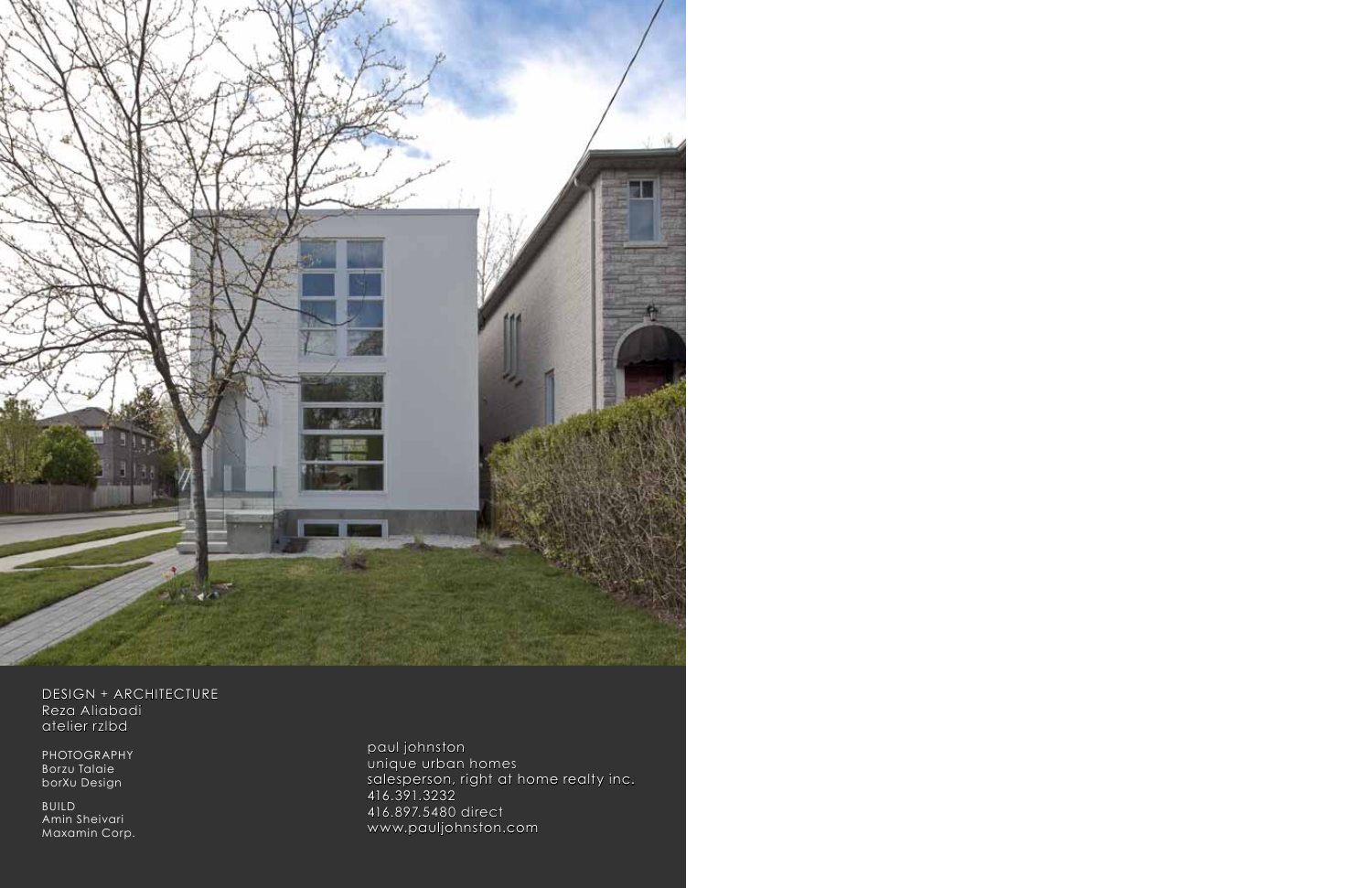DESIGN + ARCHITECTURE
Reza Aliabadi
atelier rzlbd

PHOTOGRAPHY
Borzu Talaie
borXu Design

BUILD
Amin Sheivari
Maxamin Corp.

paul johnston
unique urban homes
salesperson, right at home realty inc.
416.391.3232
416.897.5480 direct
www.pauljohnston.com